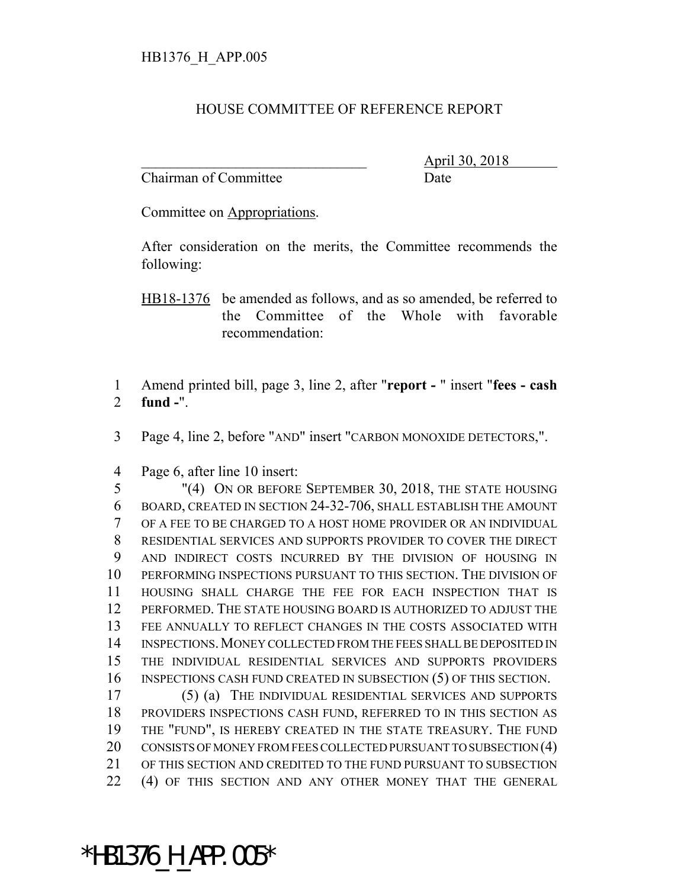HB1376_H_APP.005

# HOUSE COMMITTEE OF REFERENCE REPORT

_______________________________ April 30, 2018
Chairman of Committee Date

Committee on Appropriations.

After consideration on the merits, the Committee recommends the following:

HB18-1376 be amended as follows, and as so amended, be referred to the Committee of the Whole with favorable recommendation:

1 Amend printed bill, page 3, line 2, after "**report -** " insert "**fees - cash**
2 **fund -**".

3 Page 4, line 2, before "AND" insert "CARBON MONOXIDE DETECTORS,".

4 Page 6, after line 10 insert:
5 "(4) ON OR BEFORE SEPTEMBER 30, 2018, THE STATE HOUSING
6 BOARD, CREATED IN SECTION 24-32-706, SHALL ESTABLISH THE AMOUNT
7 OF A FEE TO BE CHARGED TO A HOST HOME PROVIDER OR AN INDIVIDUAL
8 RESIDENTIAL SERVICES AND SUPPORTS PROVIDER TO COVER THE DIRECT
9 AND INDIRECT COSTS INCURRED BY THE DIVISION OF HOUSING IN
10 PERFORMING INSPECTIONS PURSUANT TO THIS SECTION. THE DIVISION OF
11 HOUSING SHALL CHARGE THE FEE FOR EACH INSPECTION THAT IS
12 PERFORMED. THE STATE HOUSING BOARD IS AUTHORIZED TO ADJUST THE
13 FEE ANNUALLY TO REFLECT CHANGES IN THE COSTS ASSOCIATED WITH
14 INSPECTIONS. MONEY COLLECTED FROM THE FEES SHALL BE DEPOSITED IN
15 THE INDIVIDUAL RESIDENTIAL SERVICES AND SUPPORTS PROVIDERS
16 INSPECTIONS CASH FUND CREATED IN SUBSECTION (5) OF THIS SECTION.
17 (5) (a) THE INDIVIDUAL RESIDENTIAL SERVICES AND SUPPORTS
18 PROVIDERS INSPECTIONS CASH FUND, REFERRED TO IN THIS SECTION AS
19 THE "FUND", IS HEREBY CREATED IN THE STATE TREASURY. THE FUND
20 CONSISTS OF MONEY FROM FEES COLLECTED PURSUANT TO SUBSECTION (4)
21 OF THIS SECTION AND CREDITED TO THE FUND PURSUANT TO SUBSECTION
22 (4) OF THIS SECTION AND ANY OTHER MONEY THAT THE GENERAL

*HB1376_H_APP.005*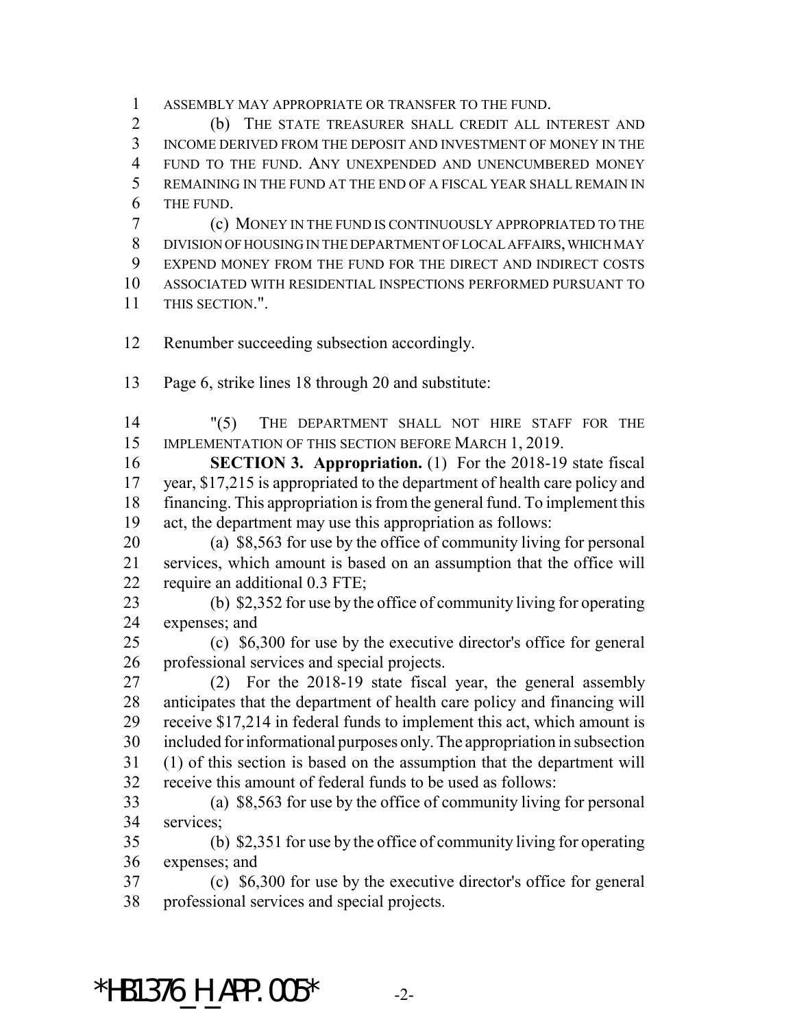ASSEMBLY MAY APPROPRIATE OR TRANSFER TO THE FUND.

(b) THE STATE TREASURER SHALL CREDIT ALL INTEREST AND INCOME DERIVED FROM THE DEPOSIT AND INVESTMENT OF MONEY IN THE FUND TO THE FUND. ANY UNEXPENDED AND UNENCUMBERED MONEY REMAINING IN THE FUND AT THE END OF A FISCAL YEAR SHALL REMAIN IN THE FUND.

(c) MONEY IN THE FUND IS CONTINUOUSLY APPROPRIATED TO THE DIVISION OF HOUSING IN THE DEPARTMENT OF LOCAL AFFAIRS, WHICH MAY EXPEND MONEY FROM THE FUND FOR THE DIRECT AND INDIRECT COSTS ASSOCIATED WITH RESIDENTIAL INSPECTIONS PERFORMED PURSUANT TO THIS SECTION.".

Renumber succeeding subsection accordingly.

Page 6, strike lines 18 through 20 and substitute:

"(5) THE DEPARTMENT SHALL NOT HIRE STAFF FOR THE IMPLEMENTATION OF THIS SECTION BEFORE MARCH 1, 2019.

**SECTION 3. Appropriation.** (1) For the 2018-19 state fiscal year, $17,215 is appropriated to the department of health care policy and financing. This appropriation is from the general fund. To implement this act, the department may use this appropriation as follows:

(a) $8,563 for use by the office of community living for personal services, which amount is based on an assumption that the office will require an additional 0.3 FTE;

(b) $2,352 for use by the office of community living for operating expenses; and

(c) $6,300 for use by the executive director's office for general professional services and special projects.

(2) For the 2018-19 state fiscal year, the general assembly anticipates that the department of health care policy and financing will receive $17,214 in federal funds to implement this act, which amount is included for informational purposes only. The appropriation in subsection (1) of this section is based on the assumption that the department will receive this amount of federal funds to be used as follows:

(a) $8,563 for use by the office of community living for personal services;

(b) $2,351 for use by the office of community living for operating expenses; and

(c) $6,300 for use by the executive director's office for general professional services and special projects.

*HB1376_H_APP.005*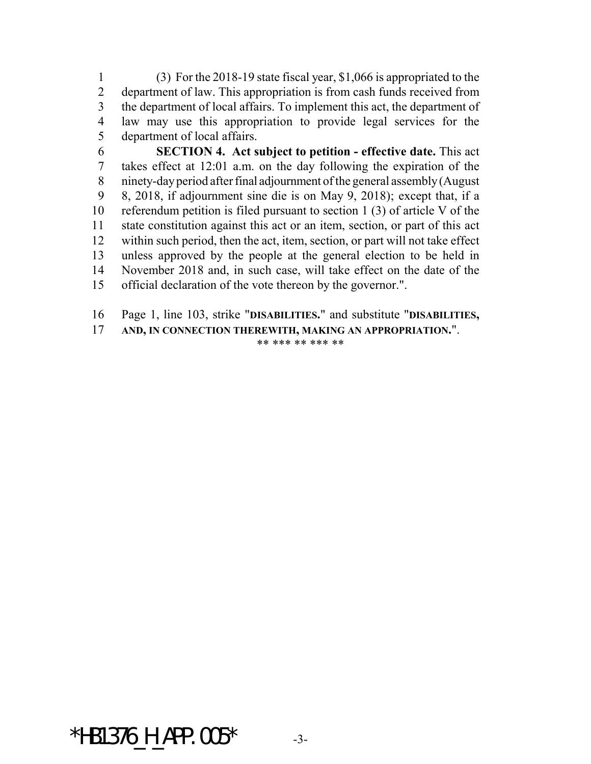(3) For the 2018-19 state fiscal year, $1,066 is appropriated to the department of law. This appropriation is from cash funds received from the department of local affairs. To implement this act, the department of law may use this appropriation to provide legal services for the department of local affairs.

**SECTION 4. Act subject to petition - effective date.** This act takes effect at 12:01 a.m. on the day following the expiration of the ninety-day period after final adjournment of the general assembly (August 8, 2018, if adjournment sine die is on May 9, 2018); except that, if a referendum petition is filed pursuant to section 1 (3) of article V of the state constitution against this act or an item, section, or part of this act within such period, then the act, item, section, or part will not take effect unless approved by the people at the general election to be held in November 2018 and, in such case, will take effect on the date of the official declaration of the vote thereon by the governor.".

Page 1, line 103, strike "**DISABILITIES.**" and substitute "**DISABILITIES, AND, IN CONNECTION THEREWITH, MAKING AN APPROPRIATION.**".

** *** ** *** **

*HB1376_H_APP.005*